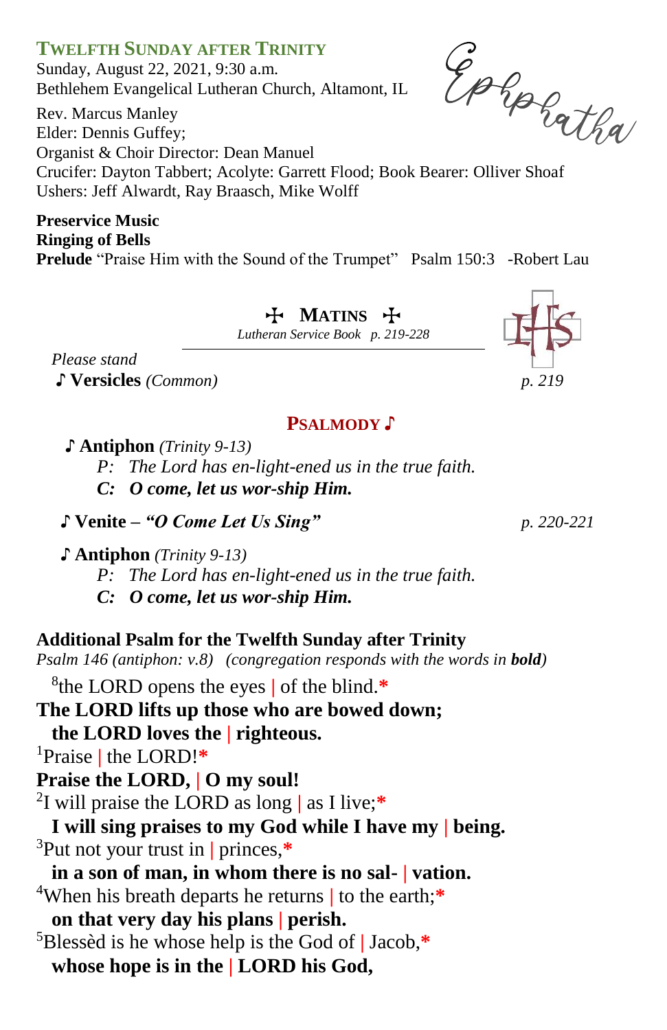## TWELFTH SUNDAY AFTER TRINITY

Sunday, August 22, 2021, 9:30 a.m.
Bethlehem Evangelical Lutheran Church, Altamont, IL

Ephphatha

Rev. Marcus Manley
Elder: Dennis Guffey;
Organist & Choir Director: Dean Manuel
Crucifer: Dayton Tabbert; Acolyte: Garrett Flood; Book Bearer: Olliver Shoaf
Ushers: Jeff Alwardt, Ray Braasch, Mike Wolff

**Preservice Music**
**Ringing of Bells**
**Prelude** “Praise Him with the Sound of the Trumpet” Psalm 150:3 -Robert Lau

### ✠ MATINS ✠

*Lutheran Service Book p. 219-228*

*Please stand*

♪ **Versicles** *(Common)* *p. 219*

### PSALMODY ♪

♪ **Antiphon** *(Trinity 9-13)*

*P: The Lord has en-light-ened us in the true faith.*
***C: O come, let us wor-ship Him.***

♪ **Venite – *“O Come Let Us Sing”*** *p. 220-221*

♪ **Antiphon** *(Trinity 9-13)*

*P: The Lord has en-light-ened us in the true faith.*
***C: O come, let us wor-ship Him.***

**Additional Psalm for the Twelfth Sunday after Trinity**
*Psalm 146 (antiphon: v.8) (congregation responds with the words in **bold**)*

[8]the LORD opens the eyes | of the blind.*
**The LORD lifts up those who are bowed down;**
**the LORD loves the | righteous.**
[1]Praise | the LORD!*
**Praise the LORD, | O my soul!**
[2]I will praise the LORD as long | as I live;*
**I will sing praises to my God while I have my | being.**
[3]Put not your trust in | princes,*
**in a son of man, in whom there is no sal- | vation.**
[4]When his breath departs he returns | to the earth;*
**on that very day his plans | perish.**
[5]Blessèd is he whose help is the God of | Jacob,*
**whose hope is in the | LORD his God,**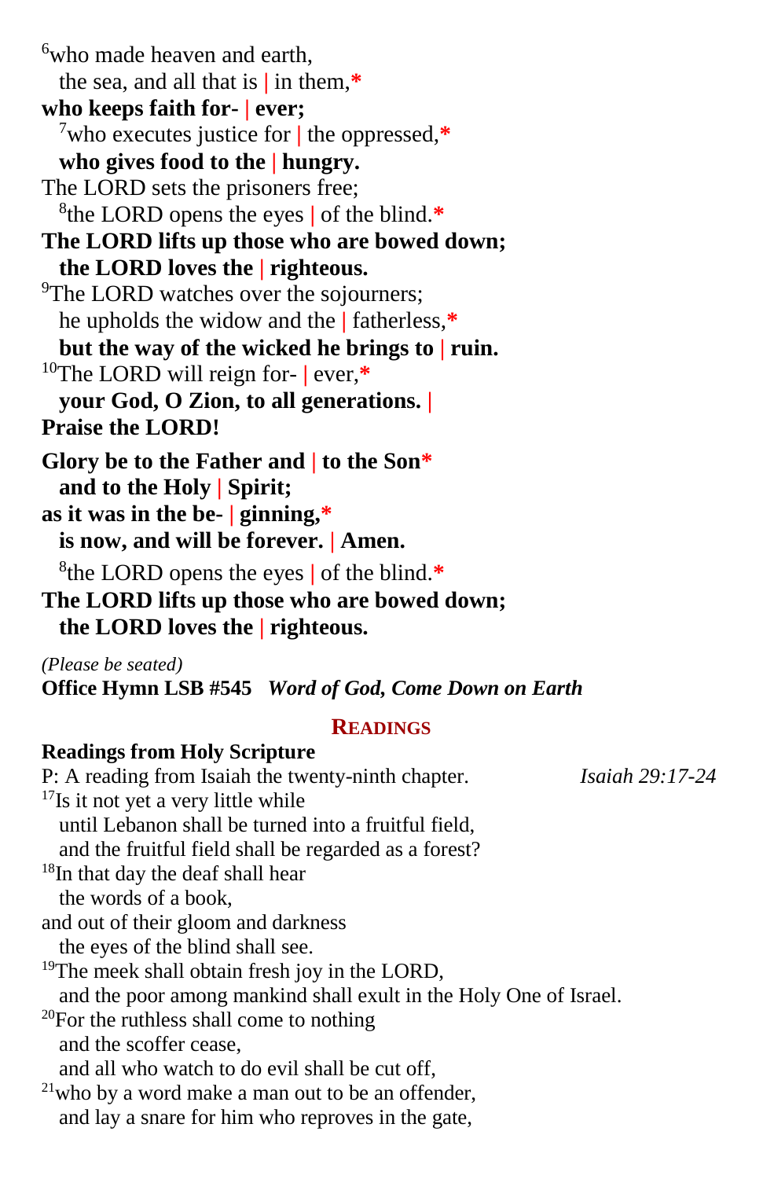[6]who made heaven and earth,
  the sea, and all that is | in them,*
**who keeps faith for- | ever;**
  [7]who executes justice for | the oppressed,*
  **who gives food to the | hungry.**
The LORD sets the prisoners free;
  [8]the LORD opens the eyes | of the blind.*
**The LORD lifts up those who are bowed down;**
  **the LORD loves the | righteous.**
[9]The LORD watches over the sojourners;
  he upholds the widow and the | fatherless,*
  **but the way of the wicked he brings to | ruin.**
[10]The LORD will reign for- | ever,*
  **your God, O Zion, to all generations. |**
**Praise the LORD!**

**Glory be to the Father and | to the Son***
  **and to the Holy | Spirit;**
**as it was in the be- | ginning,***
  **is now, and will be forever. | Amen.**
  [8]the LORD opens the eyes | of the blind.*
**The LORD lifts up those who are bowed down;**
  **the LORD loves the | righteous.**

*(Please be seated)*
**Office Hymn LSB #545** ***Word of God, Come Down on Earth***

## READINGS

**Readings from Holy Scripture**
P: A reading from Isaiah the twenty-ninth chapter. *Isaiah 29:17-24*
[17]Is it not yet a very little while
  until Lebanon shall be turned into a fruitful field,
  and the fruitful field shall be regarded as a forest?
[18]In that day the deaf shall hear
  the words of a book,
and out of their gloom and darkness
  the eyes of the blind shall see.
[19]The meek shall obtain fresh joy in the LORD,
  and the poor among mankind shall exult in the Holy One of Israel.
[20]For the ruthless shall come to nothing
  and the scoffer cease,
  and all who watch to do evil shall be cut off,
[21]who by a word make a man out to be an offender,
  and lay a snare for him who reproves in the gate,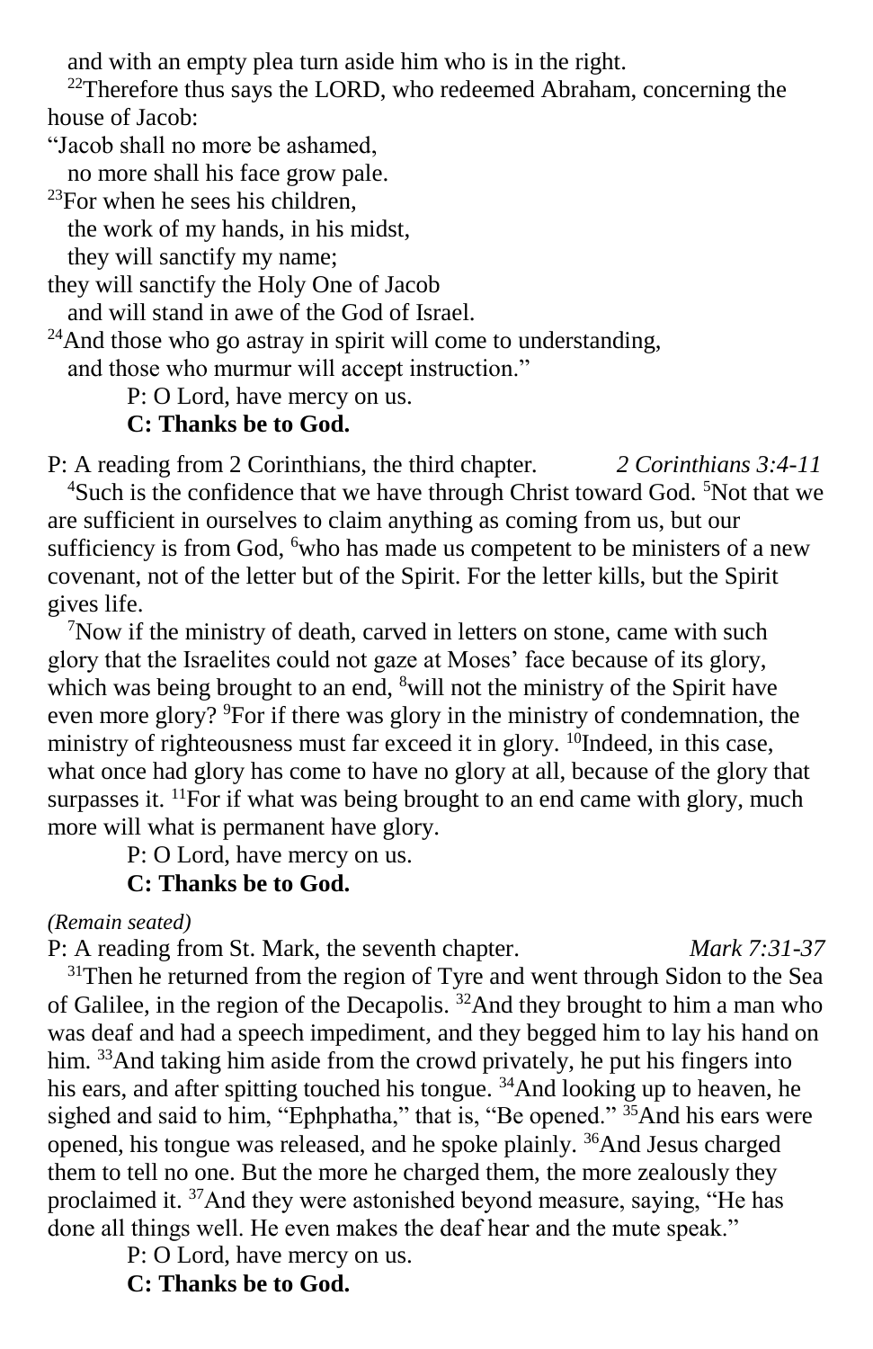and with an empty plea turn aside him who is in the right.

[22]Therefore thus says the LORD, who redeemed Abraham, concerning the house of Jacob:

"Jacob shall no more be ashamed,
no more shall his face grow pale.
[23]For when he sees his children,
the work of my hands, in his midst,
they will sanctify my name;
they will sanctify the Holy One of Jacob
and will stand in awe of the God of Israel.
[24]And those who go astray in spirit will come to understanding,
and those who murmur will accept instruction."

P: O Lord, have mercy on us.
**C: Thanks be to God.**

P: A reading from 2 Corinthians, the third chapter. *2 Corinthians 3:4-11*

[4]Such is the confidence that we have through Christ toward God. [5]Not that we are sufficient in ourselves to claim anything as coming from us, but our sufficiency is from God, [6]who has made us competent to be ministers of a new covenant, not of the letter but of the Spirit. For the letter kills, but the Spirit gives life.

[7]Now if the ministry of death, carved in letters on stone, came with such glory that the Israelites could not gaze at Moses' face because of its glory, which was being brought to an end, [8]will not the ministry of the Spirit have even more glory? [9]For if there was glory in the ministry of condemnation, the ministry of righteousness must far exceed it in glory. [10]Indeed, in this case, what once had glory has come to have no glory at all, because of the glory that surpasses it. [11]For if what was being brought to an end came with glory, much more will what is permanent have glory.

P: O Lord, have mercy on us.
**C: Thanks be to God.**

*(Remain seated)*

P: A reading from St. Mark, the seventh chapter. *Mark 7:31-37*

[31]Then he returned from the region of Tyre and went through Sidon to the Sea of Galilee, in the region of the Decapolis. [32]And they brought to him a man who was deaf and had a speech impediment, and they begged him to lay his hand on him. [33]And taking him aside from the crowd privately, he put his fingers into his ears, and after spitting touched his tongue. [34]And looking up to heaven, he sighed and said to him, "Ephphatha," that is, "Be opened." [35]And his ears were opened, his tongue was released, and he spoke plainly. [36]And Jesus charged them to tell no one. But the more he charged them, the more zealously they proclaimed it. [37]And they were astonished beyond measure, saying, "He has done all things well. He even makes the deaf hear and the mute speak."

P: O Lord, have mercy on us.
**C: Thanks be to God.**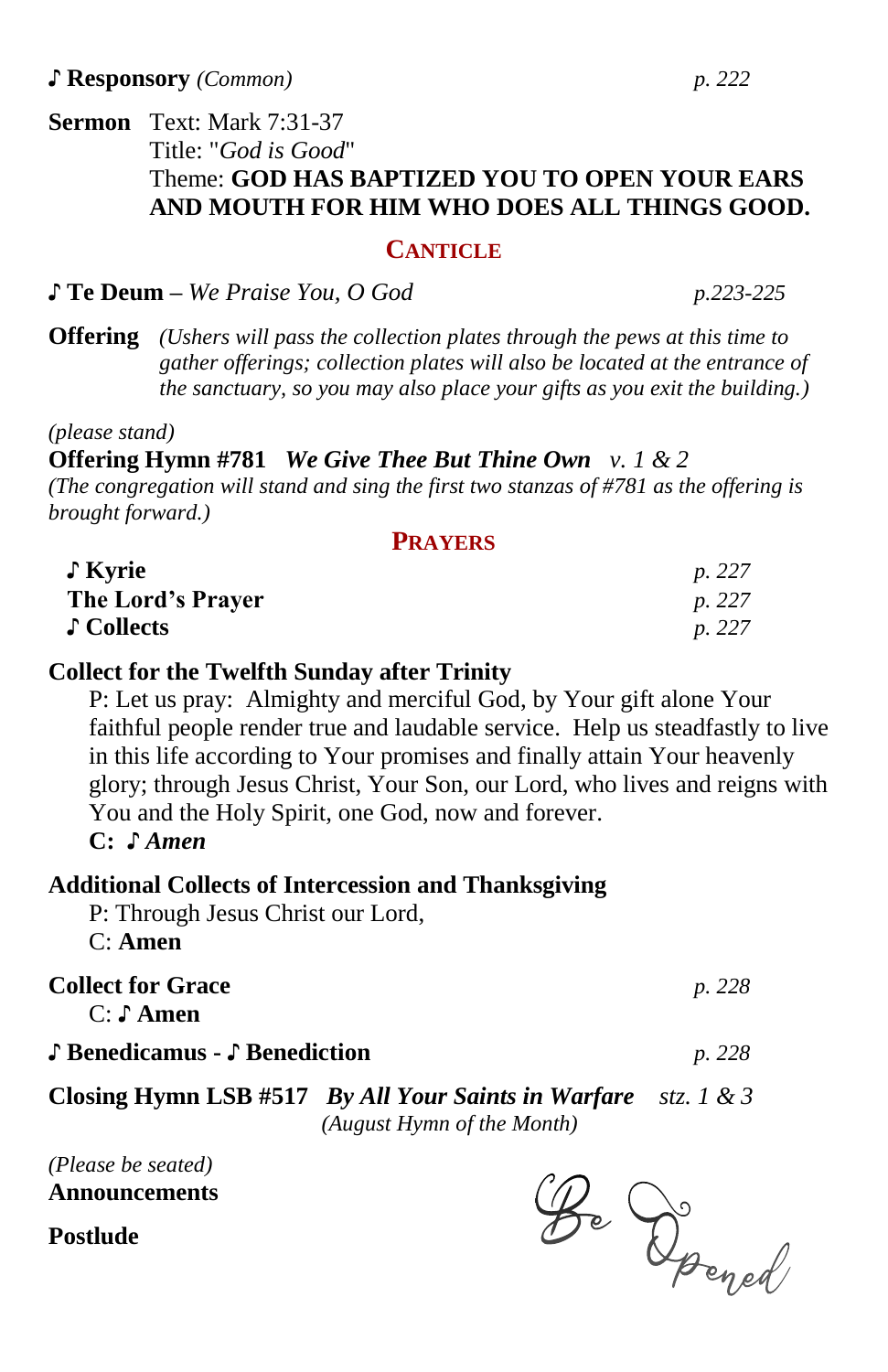♪ **Responsory** *(Common)* *p. 222*

**Sermon** Text: Mark 7:31-37
Title: "*God is Good*"
Theme: **GOD HAS BAPTIZED YOU TO OPEN YOUR EARS AND MOUTH FOR HIM WHO DOES ALL THINGS GOOD.**

## CANTICLE

♪ **Te Deum** – *We Praise You, O God* *p.223-225*

**Offering** *(Ushers will pass the collection plates through the pews at this time to gather offerings; collection plates will also be located at the entrance of the sanctuary, so you may also place your gifts as you exit the building.)*

*(please stand)*
**Offering Hymn #781** ***We Give Thee But Thine Own*** *v. 1 & 2*
*(The congregation will stand and sing the first two stanzas of #781 as the offering is brought forward.)*

## PRAYERS

♪ **Kyrie** *p. 227*
**The Lord's Prayer** *p. 227*
♪ **Collects** *p. 227*

**Collect for the Twelfth Sunday after Trinity**

P: Let us pray: Almighty and merciful God, by Your gift alone Your faithful people render true and laudable service. Help us steadfastly to live in this life according to Your promises and finally attain Your heavenly glory; through Jesus Christ, Your Son, our Lord, who lives and reigns with You and the Holy Spirit, one God, now and forever.
**C: ♪ *Amen***

**Additional Collects of Intercession and Thanksgiving**

P: Through Jesus Christ our Lord,
C: **Amen**

**Collect for Grace** *p. 228*
C: **♪ Amen**

♪ **Benedicamus - ♪ Benediction** *p. 228*

**Closing Hymn LSB #517** ***By All Your Saints in Warfare*** *stz. 1 & 3*
*(August Hymn of the Month)*

*(Please be seated)*
**Announcements**

**Postlude**

Be Opened